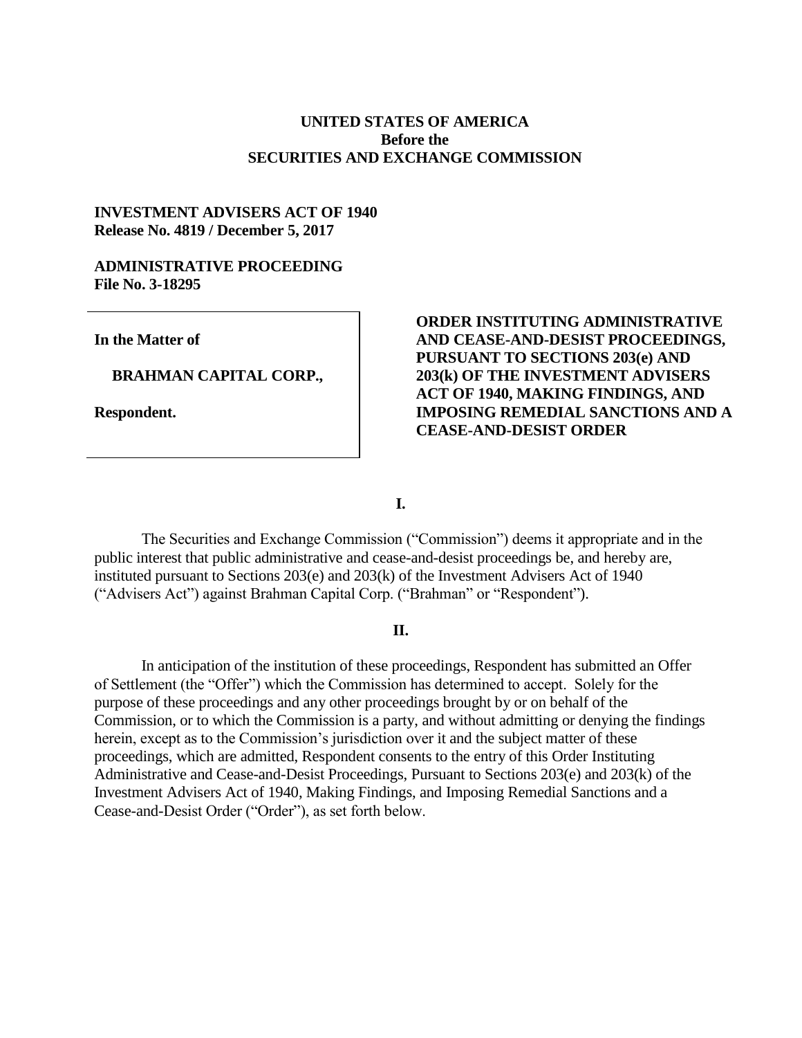**UNITED STATES OF AMERICA**
**Before the**
**SECURITIES AND EXCHANGE COMMISSION**

**INVESTMENT ADVISERS ACT OF 1940**
**Release No. 4819 / December 5, 2017**

**ADMINISTRATIVE PROCEEDING**
**File No. 3-18295**

| | |
|---|---|
| **In the Matter of**<br><br>**BRAHMAN CAPITAL CORP.,**<br><br>**Respondent.** | **ORDER INSTITUTING ADMINISTRATIVE AND CEASE-AND-DESIST PROCEEDINGS, PURSUANT TO SECTIONS 203(e) AND 203(k) OF THE INVESTMENT ADVISERS ACT OF 1940, MAKING FINDINGS, AND IMPOSING REMEDIAL SANCTIONS AND A CEASE-AND-DESIST ORDER** |

## I.

The Securities and Exchange Commission ("Commission") deems it appropriate and in the public interest that public administrative and cease-and-desist proceedings be, and hereby are, instituted pursuant to Sections 203(e) and 203(k) of the Investment Advisers Act of 1940 ("Advisers Act") against Brahman Capital Corp. ("Brahman" or "Respondent").

## II.

In anticipation of the institution of these proceedings, Respondent has submitted an Offer of Settlement (the "Offer") which the Commission has determined to accept. Solely for the purpose of these proceedings and any other proceedings brought by or on behalf of the Commission, or to which the Commission is a party, and without admitting or denying the findings herein, except as to the Commission's jurisdiction over it and the subject matter of these proceedings, which are admitted, Respondent consents to the entry of this Order Instituting Administrative and Cease-and-Desist Proceedings, Pursuant to Sections 203(e) and 203(k) of the Investment Advisers Act of 1940, Making Findings, and Imposing Remedial Sanctions and a Cease-and-Desist Order ("Order"), as set forth below.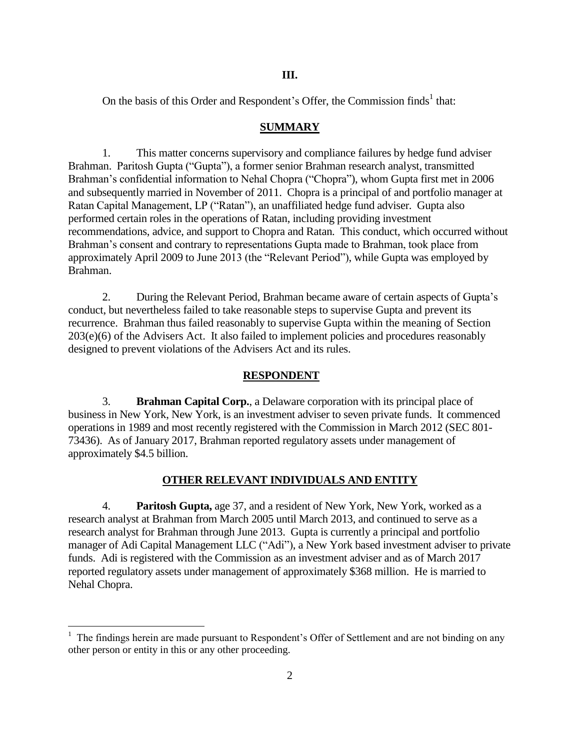## III.

On the basis of this Order and Respondent's Offer, the Commission finds[1] that:

### SUMMARY

1. This matter concerns supervisory and compliance failures by hedge fund adviser Brahman. Paritosh Gupta ("Gupta"), a former senior Brahman research analyst, transmitted Brahman's confidential information to Nehal Chopra ("Chopra"), whom Gupta first met in 2006 and subsequently married in November of 2011. Chopra is a principal of and portfolio manager at Ratan Capital Management, LP ("Ratan"), an unaffiliated hedge fund adviser. Gupta also performed certain roles in the operations of Ratan, including providing investment recommendations, advice, and support to Chopra and Ratan. This conduct, which occurred without Brahman's consent and contrary to representations Gupta made to Brahman, took place from approximately April 2009 to June 2013 (the "Relevant Period"), while Gupta was employed by Brahman.

2. During the Relevant Period, Brahman became aware of certain aspects of Gupta's conduct, but nevertheless failed to take reasonable steps to supervise Gupta and prevent its recurrence. Brahman thus failed reasonably to supervise Gupta within the meaning of Section 203(e)(6) of the Advisers Act. It also failed to implement policies and procedures reasonably designed to prevent violations of the Advisers Act and its rules.

### RESPONDENT

3. **Brahman Capital Corp.**, a Delaware corporation with its principal place of business in New York, New York, is an investment adviser to seven private funds. It commenced operations in 1989 and most recently registered with the Commission in March 2012 (SEC 801-73436). As of January 2017, Brahman reported regulatory assets under management of approximately $4.5 billion.

### OTHER RELEVANT INDIVIDUALS AND ENTITY

4. **Paritosh Gupta,** age 37, and a resident of New York, New York, worked as a research analyst at Brahman from March 2005 until March 2013, and continued to serve as a research analyst for Brahman through June 2013. Gupta is currently a principal and portfolio manager of Adi Capital Management LLC ("Adi"), a New York based investment adviser to private funds. Adi is registered with the Commission as an investment adviser and as of March 2017 reported regulatory assets under management of approximately $368 million. He is married to Nehal Chopra.

---

[1] The findings herein are made pursuant to Respondent's Offer of Settlement and are not binding on any other person or entity in this or any other proceeding.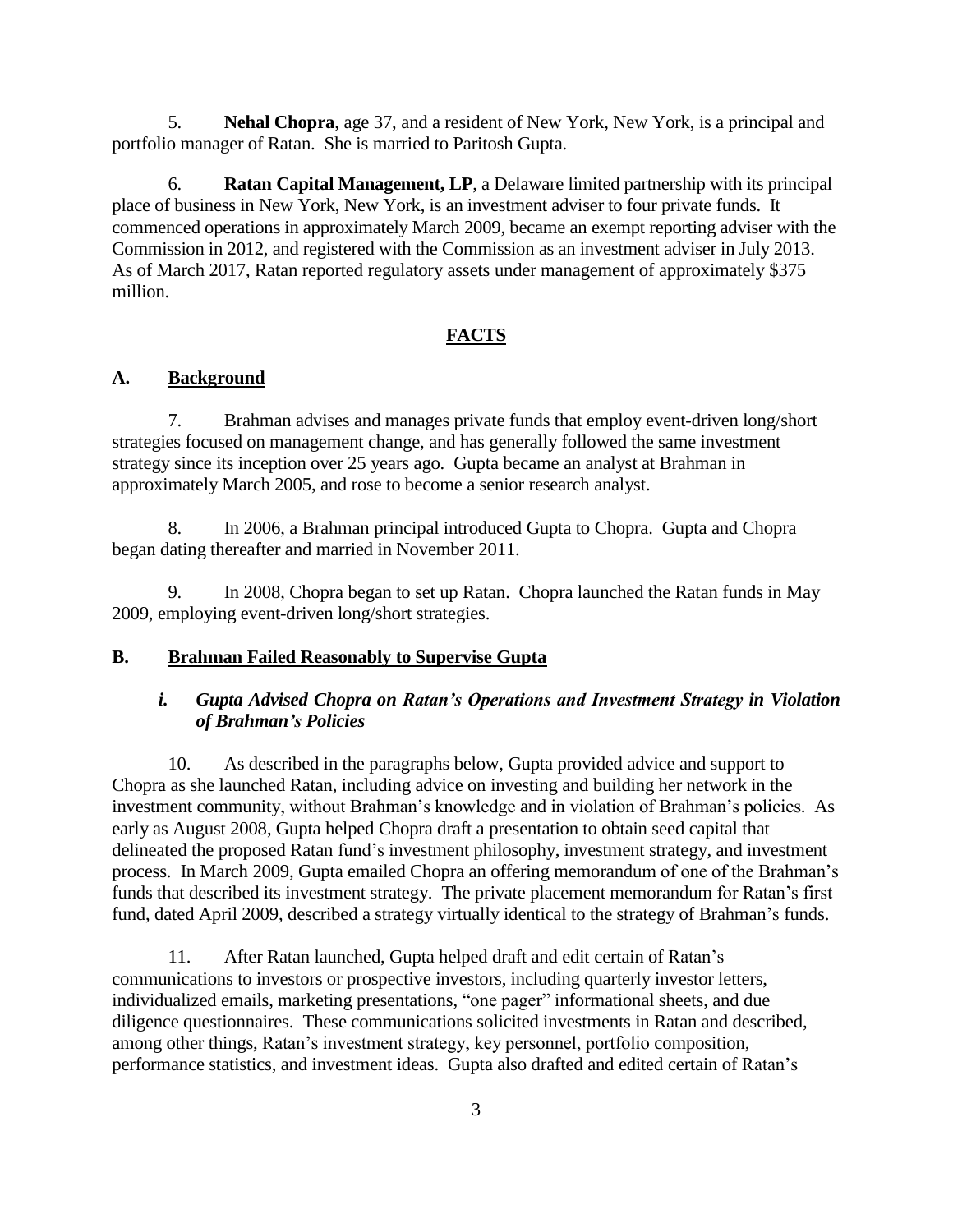5. **Nehal Chopra**, age 37, and a resident of New York, New York, is a principal and portfolio manager of Ratan. She is married to Paritosh Gupta.

6. **Ratan Capital Management, LP**, a Delaware limited partnership with its principal place of business in New York, New York, is an investment adviser to four private funds. It commenced operations in approximately March 2009, became an exempt reporting adviser with the Commission in 2012, and registered with the Commission as an investment adviser in July 2013. As of March 2017, Ratan reported regulatory assets under management of approximately $375 million.

## FACTS

### A. Background

7. Brahman advises and manages private funds that employ event-driven long/short strategies focused on management change, and has generally followed the same investment strategy since its inception over 25 years ago. Gupta became an analyst at Brahman in approximately March 2005, and rose to become a senior research analyst.

8. In 2006, a Brahman principal introduced Gupta to Chopra. Gupta and Chopra began dating thereafter and married in November 2011.

9. In 2008, Chopra began to set up Ratan. Chopra launched the Ratan funds in May 2009, employing event-driven long/short strategies.

### B. Brahman Failed Reasonably to Supervise Gupta

#### *i. Gupta Advised Chopra on Ratan's Operations and Investment Strategy in Violation of Brahman's Policies*

10. As described in the paragraphs below, Gupta provided advice and support to Chopra as she launched Ratan, including advice on investing and building her network in the investment community, without Brahman's knowledge and in violation of Brahman's policies. As early as August 2008, Gupta helped Chopra draft a presentation to obtain seed capital that delineated the proposed Ratan fund's investment philosophy, investment strategy, and investment process. In March 2009, Gupta emailed Chopra an offering memorandum of one of the Brahman's funds that described its investment strategy. The private placement memorandum for Ratan's first fund, dated April 2009, described a strategy virtually identical to the strategy of Brahman's funds.

11. After Ratan launched, Gupta helped draft and edit certain of Ratan's communications to investors or prospective investors, including quarterly investor letters, individualized emails, marketing presentations, "one pager" informational sheets, and due diligence questionnaires. These communications solicited investments in Ratan and described, among other things, Ratan's investment strategy, key personnel, portfolio composition, performance statistics, and investment ideas. Gupta also drafted and edited certain of Ratan's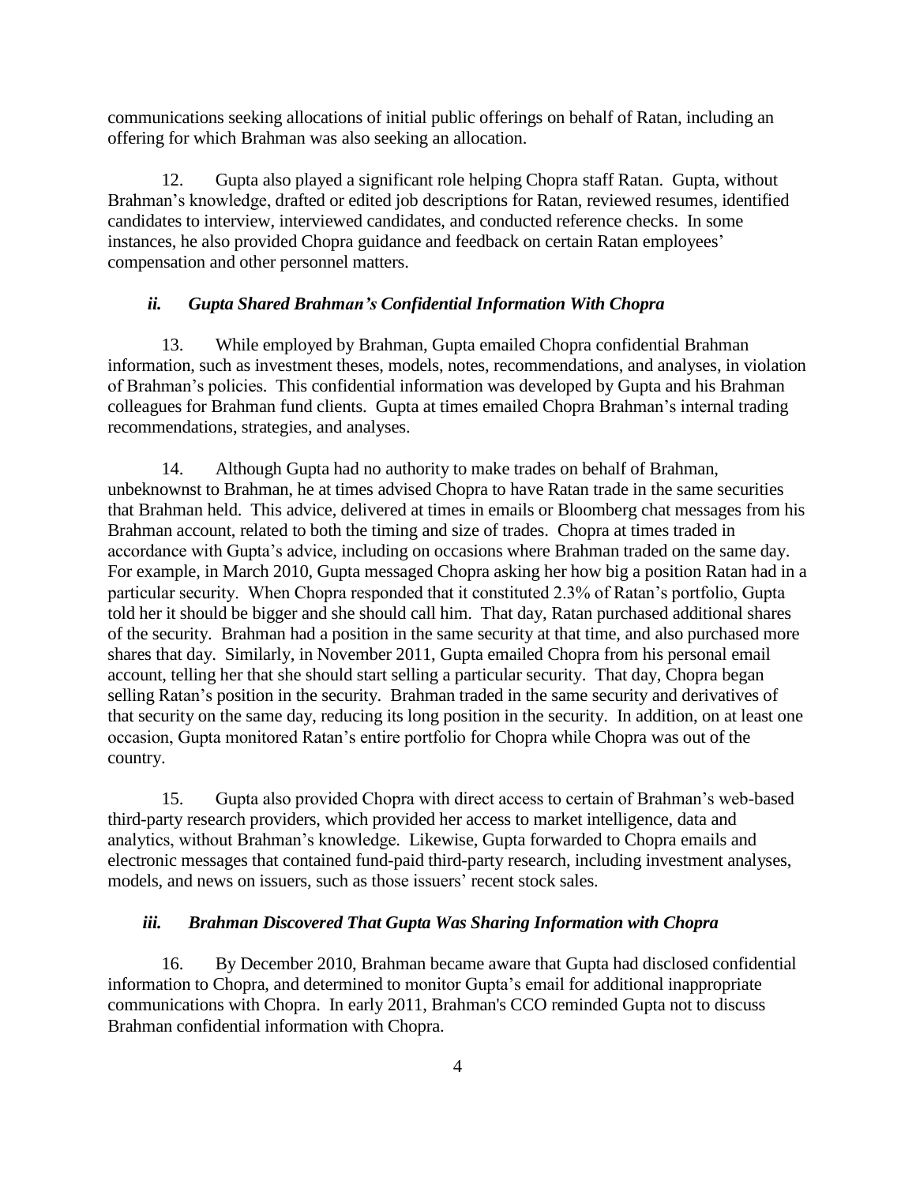communications seeking allocations of initial public offerings on behalf of Ratan, including an offering for which Brahman was also seeking an allocation.

12. Gupta also played a significant role helping Chopra staff Ratan. Gupta, without Brahman's knowledge, drafted or edited job descriptions for Ratan, reviewed resumes, identified candidates to interview, interviewed candidates, and conducted reference checks. In some instances, he also provided Chopra guidance and feedback on certain Ratan employees' compensation and other personnel matters.

### *ii. Gupta Shared Brahman's Confidential Information With Chopra*

13. While employed by Brahman, Gupta emailed Chopra confidential Brahman information, such as investment theses, models, notes, recommendations, and analyses, in violation of Brahman's policies. This confidential information was developed by Gupta and his Brahman colleagues for Brahman fund clients. Gupta at times emailed Chopra Brahman's internal trading recommendations, strategies, and analyses.

14. Although Gupta had no authority to make trades on behalf of Brahman, unbeknownst to Brahman, he at times advised Chopra to have Ratan trade in the same securities that Brahman held. This advice, delivered at times in emails or Bloomberg chat messages from his Brahman account, related to both the timing and size of trades. Chopra at times traded in accordance with Gupta's advice, including on occasions where Brahman traded on the same day. For example, in March 2010, Gupta messaged Chopra asking her how big a position Ratan had in a particular security. When Chopra responded that it constituted 2.3% of Ratan's portfolio, Gupta told her it should be bigger and she should call him. That day, Ratan purchased additional shares of the security. Brahman had a position in the same security at that time, and also purchased more shares that day. Similarly, in November 2011, Gupta emailed Chopra from his personal email account, telling her that she should start selling a particular security. That day, Chopra began selling Ratan's position in the security. Brahman traded in the same security and derivatives of that security on the same day, reducing its long position in the security. In addition, on at least one occasion, Gupta monitored Ratan's entire portfolio for Chopra while Chopra was out of the country.

15. Gupta also provided Chopra with direct access to certain of Brahman's web-based third-party research providers, which provided her access to market intelligence, data and analytics, without Brahman's knowledge. Likewise, Gupta forwarded to Chopra emails and electronic messages that contained fund-paid third-party research, including investment analyses, models, and news on issuers, such as those issuers' recent stock sales.

### *iii. Brahman Discovered That Gupta Was Sharing Information with Chopra*

16. By December 2010, Brahman became aware that Gupta had disclosed confidential information to Chopra, and determined to monitor Gupta's email for additional inappropriate communications with Chopra. In early 2011, Brahman's CCO reminded Gupta not to discuss Brahman confidential information with Chopra.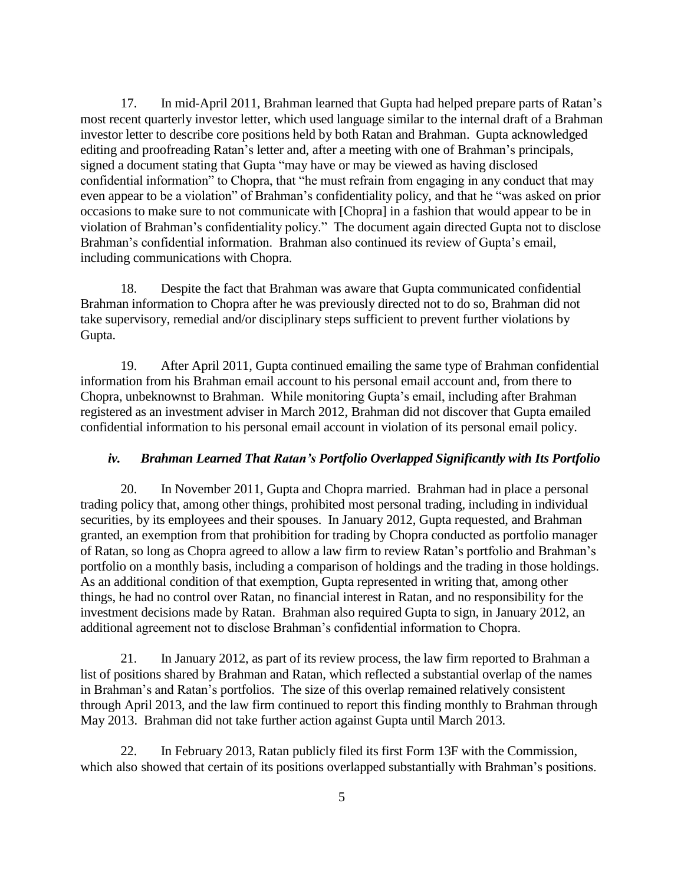17. In mid-April 2011, Brahman learned that Gupta had helped prepare parts of Ratan's most recent quarterly investor letter, which used language similar to the internal draft of a Brahman investor letter to describe core positions held by both Ratan and Brahman. Gupta acknowledged editing and proofreading Ratan's letter and, after a meeting with one of Brahman's principals, signed a document stating that Gupta "may have or may be viewed as having disclosed confidential information" to Chopra, that "he must refrain from engaging in any conduct that may even appear to be a violation" of Brahman's confidentiality policy, and that he "was asked on prior occasions to make sure to not communicate with [Chopra] in a fashion that would appear to be in violation of Brahman's confidentiality policy." The document again directed Gupta not to disclose Brahman's confidential information. Brahman also continued its review of Gupta's email, including communications with Chopra.

18. Despite the fact that Brahman was aware that Gupta communicated confidential Brahman information to Chopra after he was previously directed not to do so, Brahman did not take supervisory, remedial and/or disciplinary steps sufficient to prevent further violations by Gupta.

19. After April 2011, Gupta continued emailing the same type of Brahman confidential information from his Brahman email account to his personal email account and, from there to Chopra, unbeknownst to Brahman. While monitoring Gupta's email, including after Brahman registered as an investment adviser in March 2012, Brahman did not discover that Gupta emailed confidential information to his personal email account in violation of its personal email policy.

### *iv. Brahman Learned That Ratan's Portfolio Overlapped Significantly with Its Portfolio*

20. In November 2011, Gupta and Chopra married. Brahman had in place a personal trading policy that, among other things, prohibited most personal trading, including in individual securities, by its employees and their spouses. In January 2012, Gupta requested, and Brahman granted, an exemption from that prohibition for trading by Chopra conducted as portfolio manager of Ratan, so long as Chopra agreed to allow a law firm to review Ratan's portfolio and Brahman's portfolio on a monthly basis, including a comparison of holdings and the trading in those holdings. As an additional condition of that exemption, Gupta represented in writing that, among other things, he had no control over Ratan, no financial interest in Ratan, and no responsibility for the investment decisions made by Ratan. Brahman also required Gupta to sign, in January 2012, an additional agreement not to disclose Brahman's confidential information to Chopra.

21. In January 2012, as part of its review process, the law firm reported to Brahman a list of positions shared by Brahman and Ratan, which reflected a substantial overlap of the names in Brahman's and Ratan's portfolios. The size of this overlap remained relatively consistent through April 2013, and the law firm continued to report this finding monthly to Brahman through May 2013. Brahman did not take further action against Gupta until March 2013.

22. In February 2013, Ratan publicly filed its first Form 13F with the Commission, which also showed that certain of its positions overlapped substantially with Brahman's positions.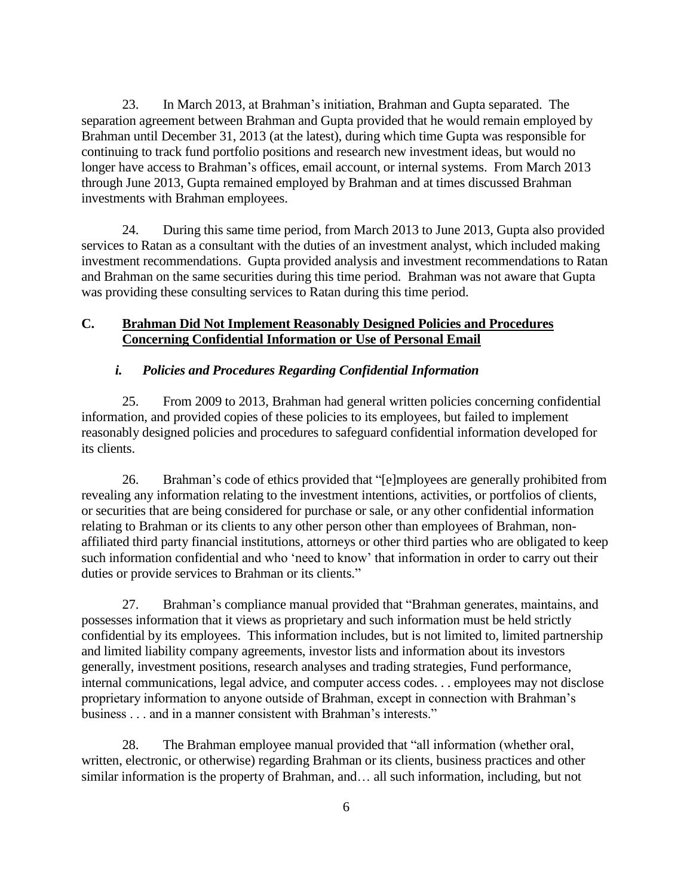23. In March 2013, at Brahman's initiation, Brahman and Gupta separated. The separation agreement between Brahman and Gupta provided that he would remain employed by Brahman until December 31, 2013 (at the latest), during which time Gupta was responsible for continuing to track fund portfolio positions and research new investment ideas, but would no longer have access to Brahman's offices, email account, or internal systems. From March 2013 through June 2013, Gupta remained employed by Brahman and at times discussed Brahman investments with Brahman employees.

24. During this same time period, from March 2013 to June 2013, Gupta also provided services to Ratan as a consultant with the duties of an investment analyst, which included making investment recommendations. Gupta provided analysis and investment recommendations to Ratan and Brahman on the same securities during this time period. Brahman was not aware that Gupta was providing these consulting services to Ratan during this time period.

## C. <u>Brahman Did Not Implement Reasonably Designed Policies and Procedures Concerning Confidential Information or Use of Personal Email</u>

### *i. Policies and Procedures Regarding Confidential Information*

25. From 2009 to 2013, Brahman had general written policies concerning confidential information, and provided copies of these policies to its employees, but failed to implement reasonably designed policies and procedures to safeguard confidential information developed for its clients.

26. Brahman's code of ethics provided that "[e]mployees are generally prohibited from revealing any information relating to the investment intentions, activities, or portfolios of clients, or securities that are being considered for purchase or sale, or any other confidential information relating to Brahman or its clients to any other person other than employees of Brahman, non-affiliated third party financial institutions, attorneys or other third parties who are obligated to keep such information confidential and who 'need to know' that information in order to carry out their duties or provide services to Brahman or its clients."

27. Brahman's compliance manual provided that "Brahman generates, maintains, and possesses information that it views as proprietary and such information must be held strictly confidential by its employees. This information includes, but is not limited to, limited partnership and limited liability company agreements, investor lists and information about its investors generally, investment positions, research analyses and trading strategies, Fund performance, internal communications, legal advice, and computer access codes. . . employees may not disclose proprietary information to anyone outside of Brahman, except in connection with Brahman's business . . . and in a manner consistent with Brahman's interests."

28. The Brahman employee manual provided that "all information (whether oral, written, electronic, or otherwise) regarding Brahman or its clients, business practices and other similar information is the property of Brahman, and… all such information, including, but not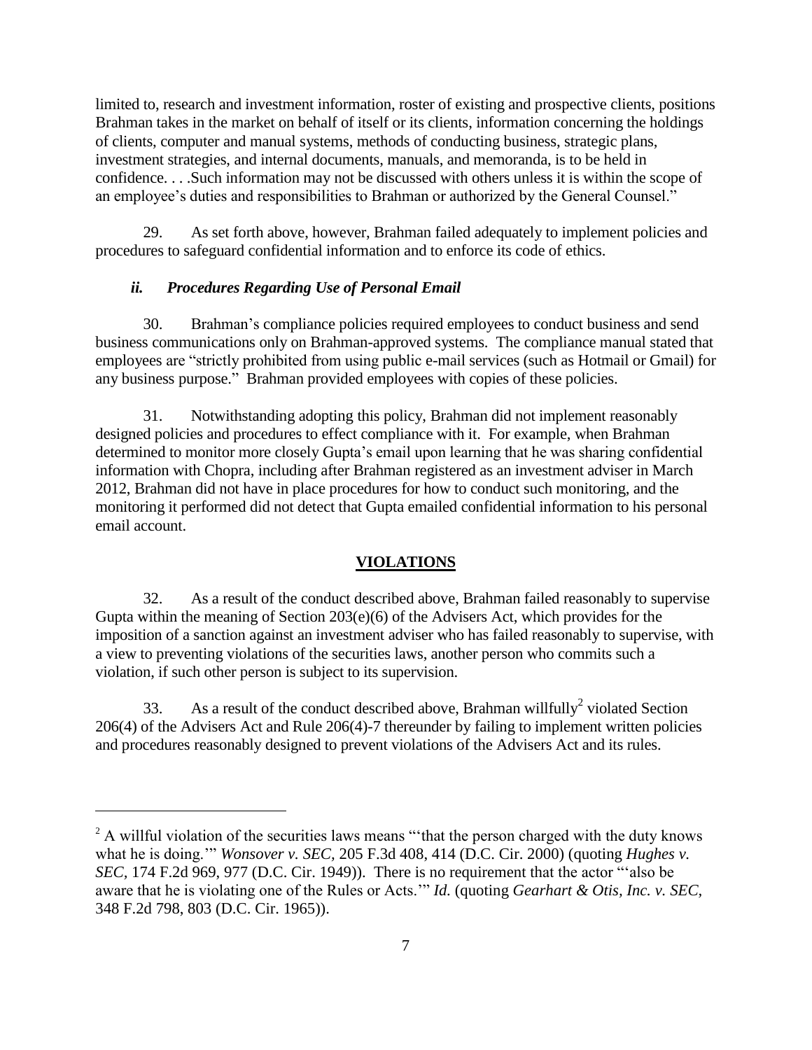limited to, research and investment information, roster of existing and prospective clients, positions Brahman takes in the market on behalf of itself or its clients, information concerning the holdings of clients, computer and manual systems, methods of conducting business, strategic plans, investment strategies, and internal documents, manuals, and memoranda, is to be held in confidence. . . .Such information may not be discussed with others unless it is within the scope of an employee's duties and responsibilities to Brahman or authorized by the General Counsel."

29. As set forth above, however, Brahman failed adequately to implement policies and procedures to safeguard confidential information and to enforce its code of ethics.

### *ii. Procedures Regarding Use of Personal Email*

30. Brahman's compliance policies required employees to conduct business and send business communications only on Brahman-approved systems. The compliance manual stated that employees are "strictly prohibited from using public e-mail services (such as Hotmail or Gmail) for any business purpose." Brahman provided employees with copies of these policies.

31. Notwithstanding adopting this policy, Brahman did not implement reasonably designed policies and procedures to effect compliance with it. For example, when Brahman determined to monitor more closely Gupta's email upon learning that he was sharing confidential information with Chopra, including after Brahman registered as an investment adviser in March 2012, Brahman did not have in place procedures for how to conduct such monitoring, and the monitoring it performed did not detect that Gupta emailed confidential information to his personal email account.

## **VIOLATIONS**

32. As a result of the conduct described above, Brahman failed reasonably to supervise Gupta within the meaning of Section 203(e)(6) of the Advisers Act, which provides for the imposition of a sanction against an investment adviser who has failed reasonably to supervise, with a view to preventing violations of the securities laws, another person who commits such a violation, if such other person is subject to its supervision.

33. As a result of the conduct described above, Brahman willfully[2] violated Section 206(4) of the Advisers Act and Rule 206(4)-7 thereunder by failing to implement written policies and procedures reasonably designed to prevent violations of the Advisers Act and its rules.

---

[2] A willful violation of the securities laws means "'that the person charged with the duty knows what he is doing.'" *Wonsover v. SEC*, 205 F.3d 408, 414 (D.C. Cir. 2000) (quoting *Hughes v. SEC*, 174 F.2d 969, 977 (D.C. Cir. 1949)). There is no requirement that the actor "'also be aware that he is violating one of the Rules or Acts.'" *Id.* (quoting *Gearhart & Otis, Inc. v. SEC*, 348 F.2d 798, 803 (D.C. Cir. 1965)).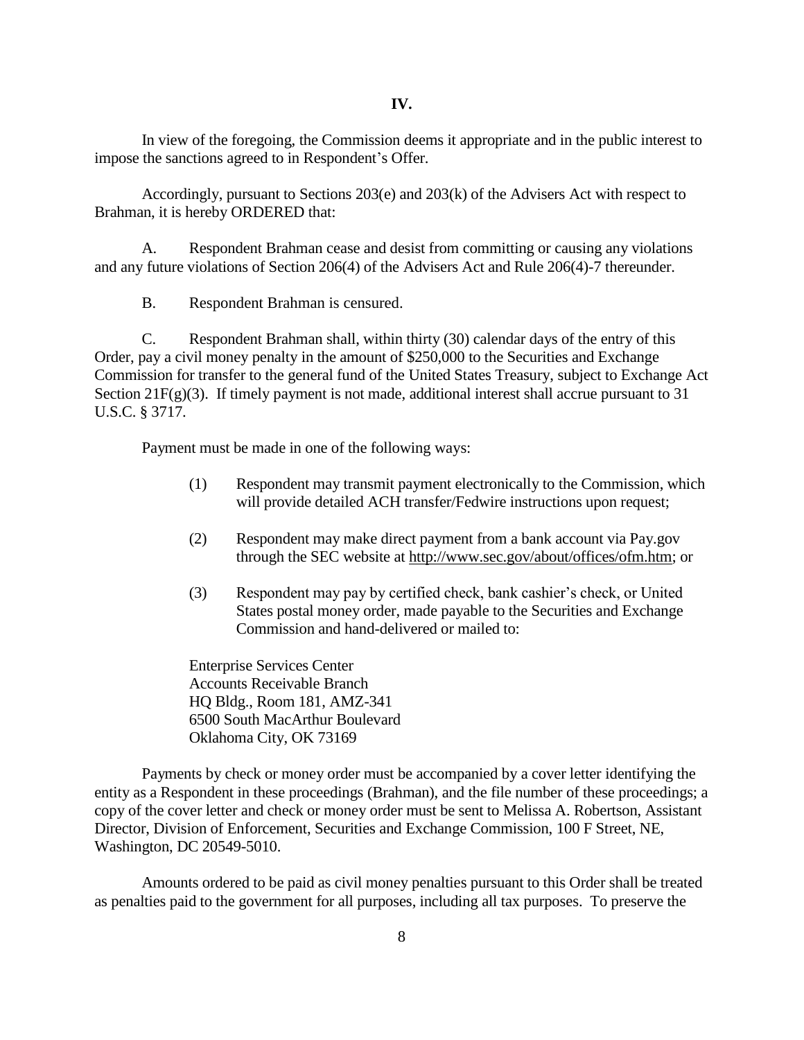# IV.

In view of the foregoing, the Commission deems it appropriate and in the public interest to impose the sanctions agreed to in Respondent's Offer.

Accordingly, pursuant to Sections 203(e) and 203(k) of the Advisers Act with respect to Brahman, it is hereby ORDERED that:

A. Respondent Brahman cease and desist from committing or causing any violations and any future violations of Section 206(4) of the Advisers Act and Rule 206(4)-7 thereunder.

B. Respondent Brahman is censured.

C. Respondent Brahman shall, within thirty (30) calendar days of the entry of this Order, pay a civil money penalty in the amount of $250,000 to the Securities and Exchange Commission for transfer to the general fund of the United States Treasury, subject to Exchange Act Section 21F(g)(3). If timely payment is not made, additional interest shall accrue pursuant to 31 U.S.C. § 3717.

Payment must be made in one of the following ways:

(1) Respondent may transmit payment electronically to the Commission, which will provide detailed ACH transfer/Fedwire instructions upon request;

(2) Respondent may make direct payment from a bank account via Pay.gov through the SEC website at http://www.sec.gov/about/offices/ofm.htm; or

(3) Respondent may pay by certified check, bank cashier's check, or United States postal money order, made payable to the Securities and Exchange Commission and hand-delivered or mailed to:

Enterprise Services Center
Accounts Receivable Branch
HQ Bldg., Room 181, AMZ-341
6500 South MacArthur Boulevard
Oklahoma City, OK 73169

Payments by check or money order must be accompanied by a cover letter identifying the entity as a Respondent in these proceedings (Brahman), and the file number of these proceedings; a copy of the cover letter and check or money order must be sent to Melissa A. Robertson, Assistant Director, Division of Enforcement, Securities and Exchange Commission, 100 F Street, NE, Washington, DC 20549-5010.

Amounts ordered to be paid as civil money penalties pursuant to this Order shall be treated as penalties paid to the government for all purposes, including all tax purposes. To preserve the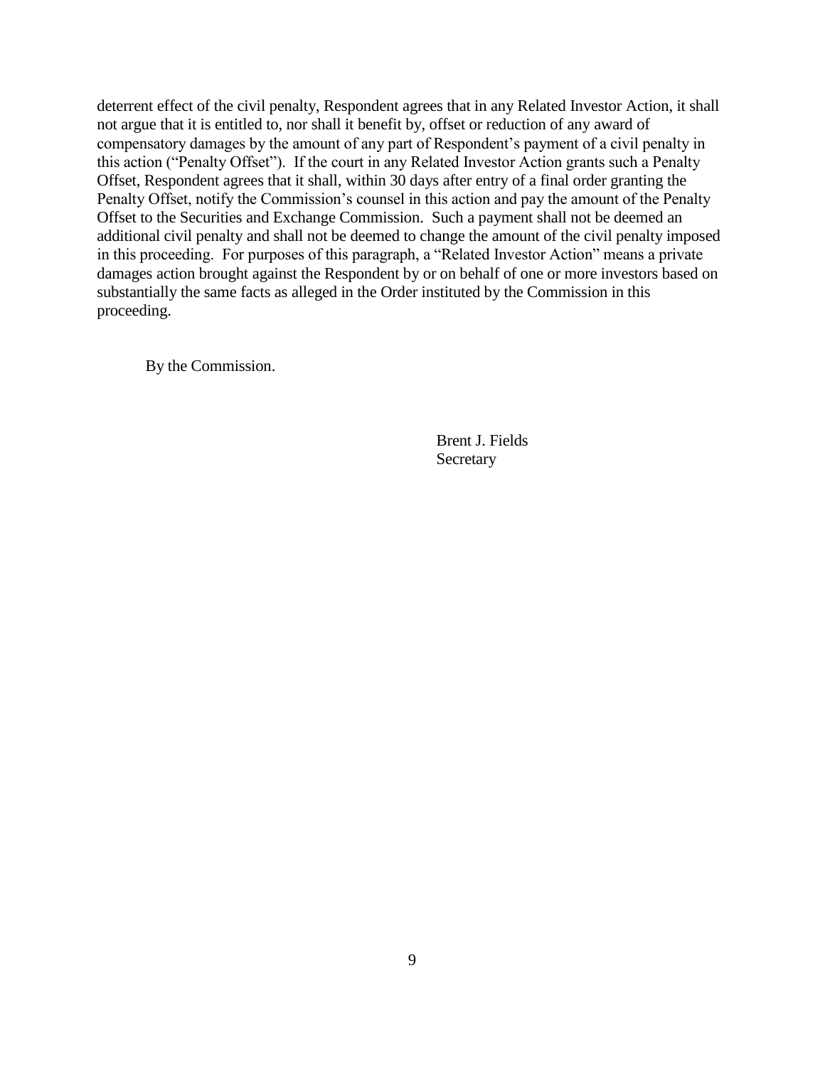deterrent effect of the civil penalty, Respondent agrees that in any Related Investor Action, it shall not argue that it is entitled to, nor shall it benefit by, offset or reduction of any award of compensatory damages by the amount of any part of Respondent's payment of a civil penalty in this action ("Penalty Offset"). If the court in any Related Investor Action grants such a Penalty Offset, Respondent agrees that it shall, within 30 days after entry of a final order granting the Penalty Offset, notify the Commission's counsel in this action and pay the amount of the Penalty Offset to the Securities and Exchange Commission. Such a payment shall not be deemed an additional civil penalty and shall not be deemed to change the amount of the civil penalty imposed in this proceeding. For purposes of this paragraph, a "Related Investor Action" means a private damages action brought against the Respondent by or on behalf of one or more investors based on substantially the same facts as alleged in the Order instituted by the Commission in this proceeding.

By the Commission.

Brent J. Fields
Secretary